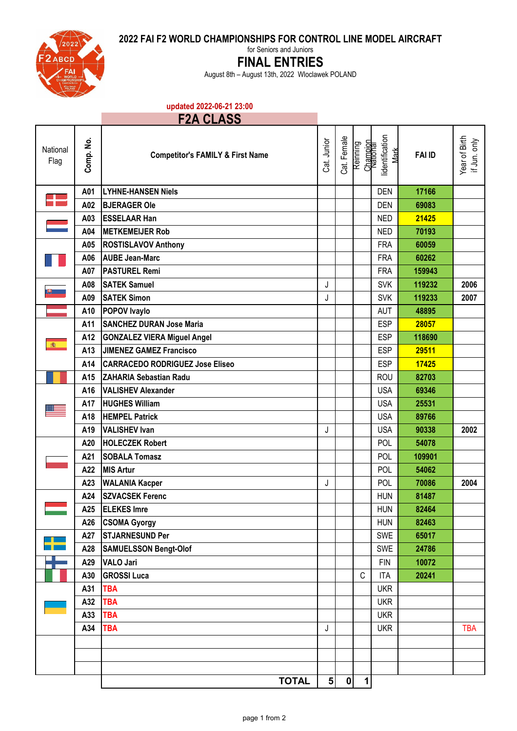# 2022 FAI F2 WORLD CHAMPIONSHIPS FOR CONTROL LINE MODEL AIRCRAFT

for Seniors and Juniors

## FINAL ENTRIES

August 8th – August 13th, 2022 Wloclawek POLAND

updated 2022-06-21 23:00

## F2A CLASS

| National Flag | Comp. No. | Competitor's FAMILY & First Name | Cat. Junior | Cat. Female | Reinning Champion | National Iidentification Mark | FAI ID | Year of Birth if Jun. only |
|---|---|---|---|---|---|---|---|---|
| | A01 | LYHNE-HANSEN Niels | | | | DEN | 17166 | |
| | A02 | BJERAGER Ole | | | | DEN | 69083 | |
| | A03 | ESSELAAR Han | | | | NED | 21425 | |
| | A04 | METKEMEIJER Rob | | | | NED | 70193 | |
| | A05 | ROSTISLAVOV Anthony | | | | FRA | 60059 | |
| | A06 | AUBE Jean-Marc | | | | FRA | 60262 | |
| | A07 | PASTUREL Remi | | | | FRA | 159943 | |
| | A08 | SATEK Samuel | J | | | SVK | 119232 | 2006 |
| | A09 | SATEK Simon | J | | | SVK | 119233 | 2007 |
| | A10 | POPOV Ivaylo | | | | AUT | 48895 | |
| | A11 | SANCHEZ DURAN Jose Maria | | | | ESP | 28057 | |
| | A12 | GONZALEZ VIERA Miguel Angel | | | | ESP | 118690 | |
| | A13 | JIMENEZ GAMEZ Francisco | | | | ESP | 29511 | |
| | A14 | CARRACEDO RODRIGUEZ Jose Eliseo | | | | ESP | 17425 | |
| | A15 | ZAHARIA Sebastian Radu | | | | ROU | 82703 | |
| | A16 | VALISHEV Alexander | | | | USA | 69346 | |
| | A17 | HUGHES William | | | | USA | 25531 | |
| | A18 | HEMPEL Patrick | | | | USA | 89766 | |
| | A19 | VALISHEV Ivan | J | | | USA | 90338 | 2002 |
| | A20 | HOLECZEK Robert | | | | POL | 54078 | |
| | A21 | SOBALA Tomasz | | | | POL | 109901 | |
| | A22 | MIS Artur | | | | POL | 54062 | |
| | A23 | WALANIA Kacper | J | | | POL | 70086 | 2004 |
| | A24 | SZVACSEK Ferenc | | | | HUN | 81487 | |
| | A25 | ELEKES Imre | | | | HUN | 82464 | |
| | A26 | CSOMA Gyorgy | | | | HUN | 82463 | |
| | A27 | STJARNESUND Per | | | | SWE | 65017 | |
| | A28 | SAMUELSSON Bengt-Olof | | | | SWE | 24786 | |
| | A29 | VALO Jari | | | | FIN | 10072 | |
| | A30 | GROSSI Luca | | | C | ITA | 20241 | |
| | A31 | TBA | | | | UKR | | |
| | A32 | TBA | | | | UKR | | |
| | A33 | TBA | | | | UKR | | |
| | A34 | TBA | J | | | UKR | | TBA |
| | | | | | | | | |
| | | | | | | | | |
| | | | | | | | | |
| | | TOTAL | 5 | 0 | 1 | | | |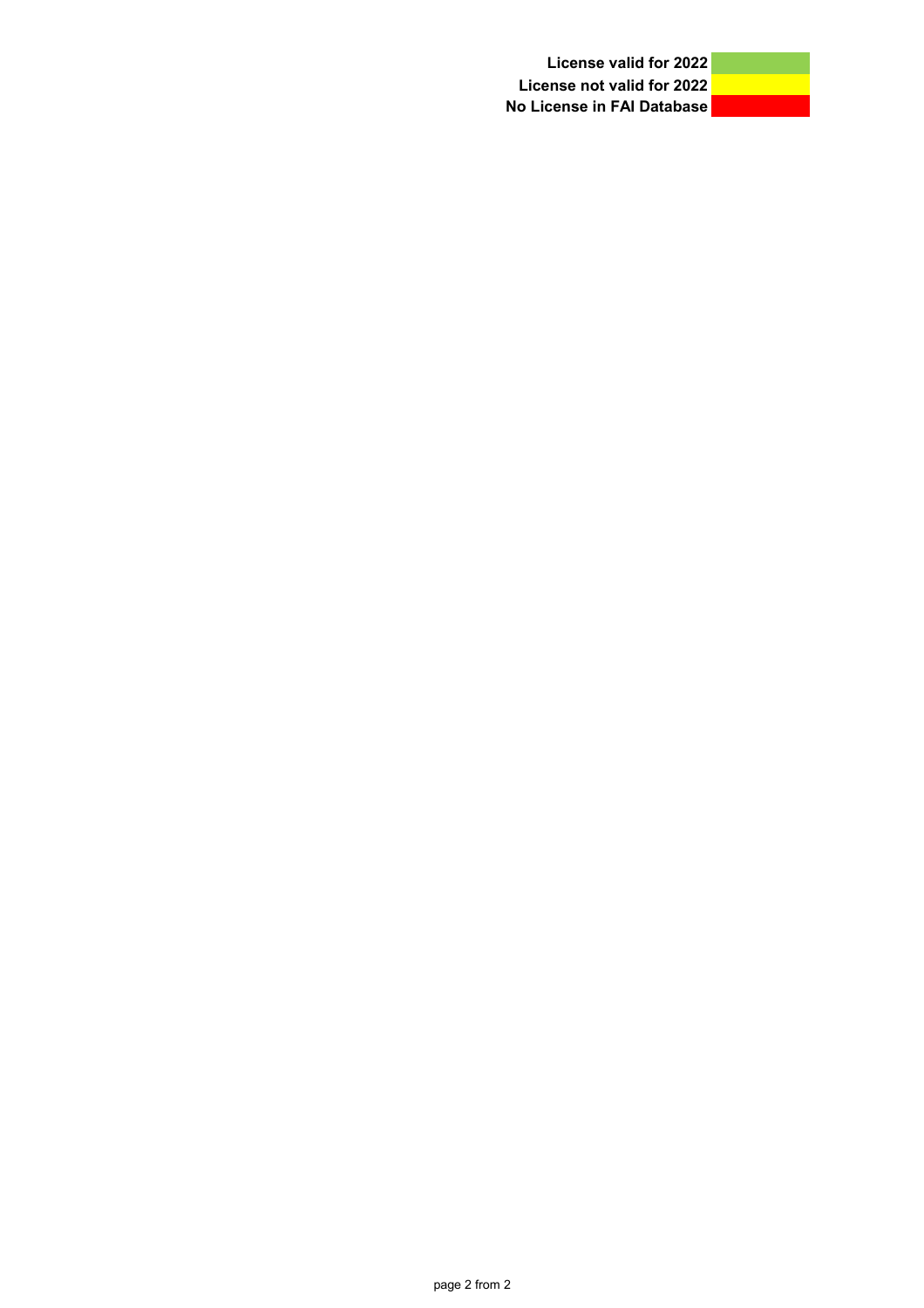| | |
|---|---|
| **License valid for 2022** | |
| **License not valid for 2022** | |
| **No License in FAI Database** | |